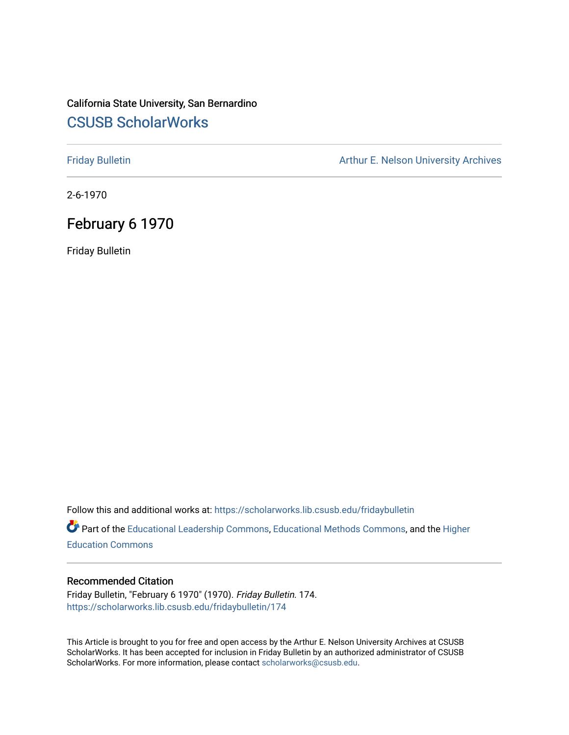California State University, San Bernardino

## CSUSB ScholarWorks

Friday Bulletin

Arthur E. Nelson University Archives

2-6-1970

# February 6 1970

Friday Bulletin

Follow this and additional works at: https://scholarworks.lib.csusb.edu/fridaybulletin

Part of the Educational Leadership Commons, Educational Methods Commons, and the Higher Education Commons

### Recommended Citation

Friday Bulletin, "February 6 1970" (1970). *Friday Bulletin*. 174.
https://scholarworks.lib.csusb.edu/fridaybulletin/174

This Article is brought to you for free and open access by the Arthur E. Nelson University Archives at CSUSB ScholarWorks. It has been accepted for inclusion in Friday Bulletin by an authorized administrator of CSUSB ScholarWorks. For more information, please contact scholarworks@csusb.edu.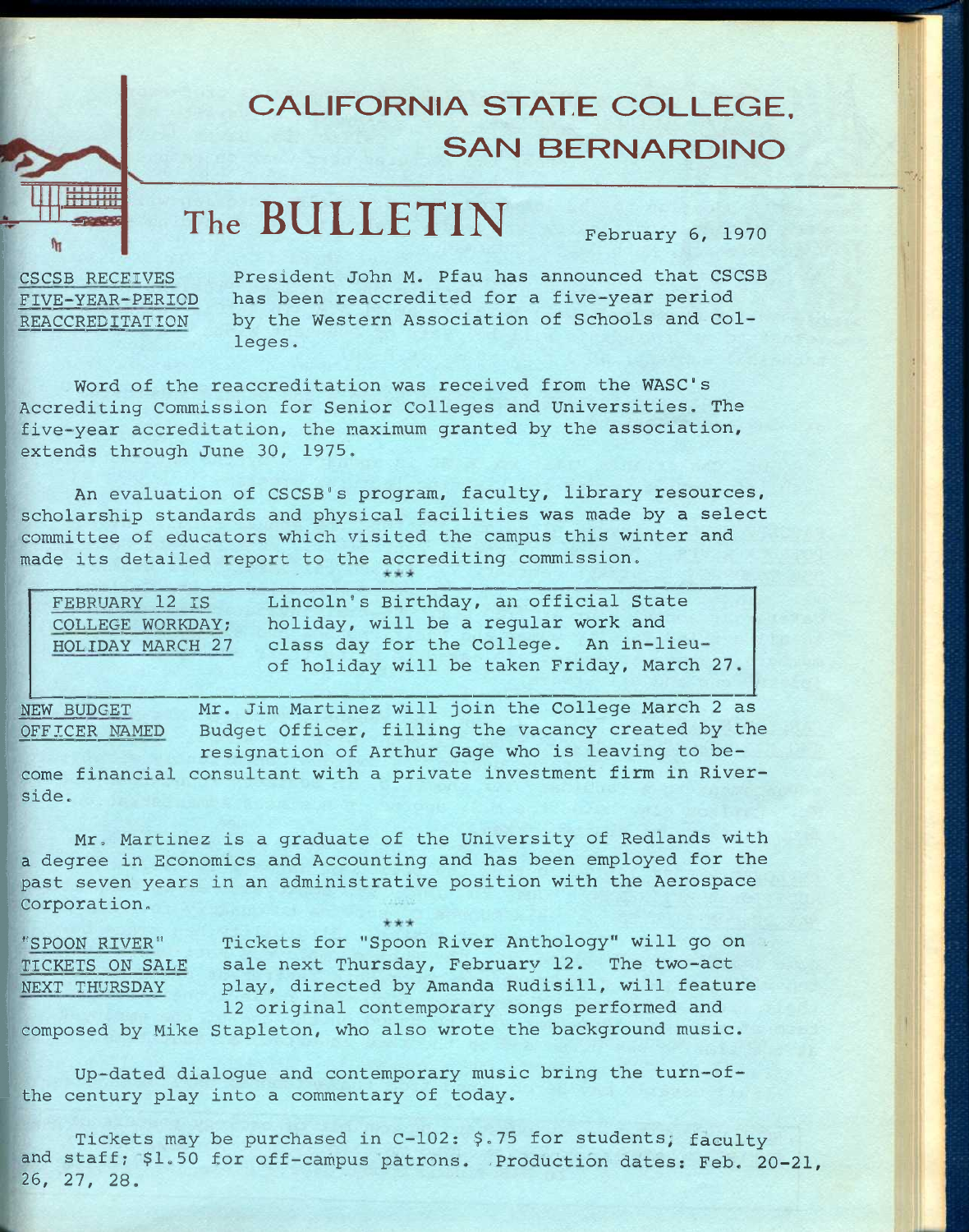# CALIFORNIA STATE COLLEGE, SAN BERNARDINO

## The BULLETIN

February 6, 1970

**CSCSB RECEIVES FIVE-YEAR-PERIOD REACCREDITATION**

President John M. Pfau has announced that CSCSB has been reaccredited for a five-year period by the Western Association of Schools and Colleges.

Word of the reaccreditation was received from the WASC's Accrediting Commission for Senior Colleges and Universities. The five-year accreditation, the maximum granted by the association, extends through June 30, 1975.

An evaluation of CSCSB's program, faculty, library resources, scholarship standards and physical facilities was made by a select committee of educators which visited the campus this winter and made its detailed report to the accrediting commission.

\*\*\*

**FEBRUARY 12 IS COLLEGE WORKDAY; HOLIDAY MARCH 27**

Lincoln's Birthday, an official State holiday, will be a regular work and class day for the College. An in-lieu-of holiday will be taken Friday, March 27.

**NEW BUDGET OFFICER NAMED**

Mr. Jim Martinez will join the College March 2 as Budget Officer, filling the vacancy created by the resignation of Arthur Gage who is leaving to become financial consultant with a private investment firm in Riverside.

Mr. Martinez is a graduate of the University of Redlands with a degree in Economics and Accounting and has been employed for the past seven years in an administrative position with the Aerospace Corporation.

\*\*\*

**"SPOON RIVER" TICKETS ON SALE NEXT THURSDAY**

Tickets for "Spoon River Anthology" will go on sale next Thursday, February 12. The two-act play, directed by Amanda Rudisill, will feature 12 original contemporary songs performed and composed by Mike Stapleton, who also wrote the background music.

Up-dated dialogue and contemporary music bring the turn-of-the century play into a commentary of today.

Tickets may be purchased in C-102: $.75 for students, faculty and staff; $1.50 for off-campus patrons. Production dates: Feb. 20-21, 26, 27, 28.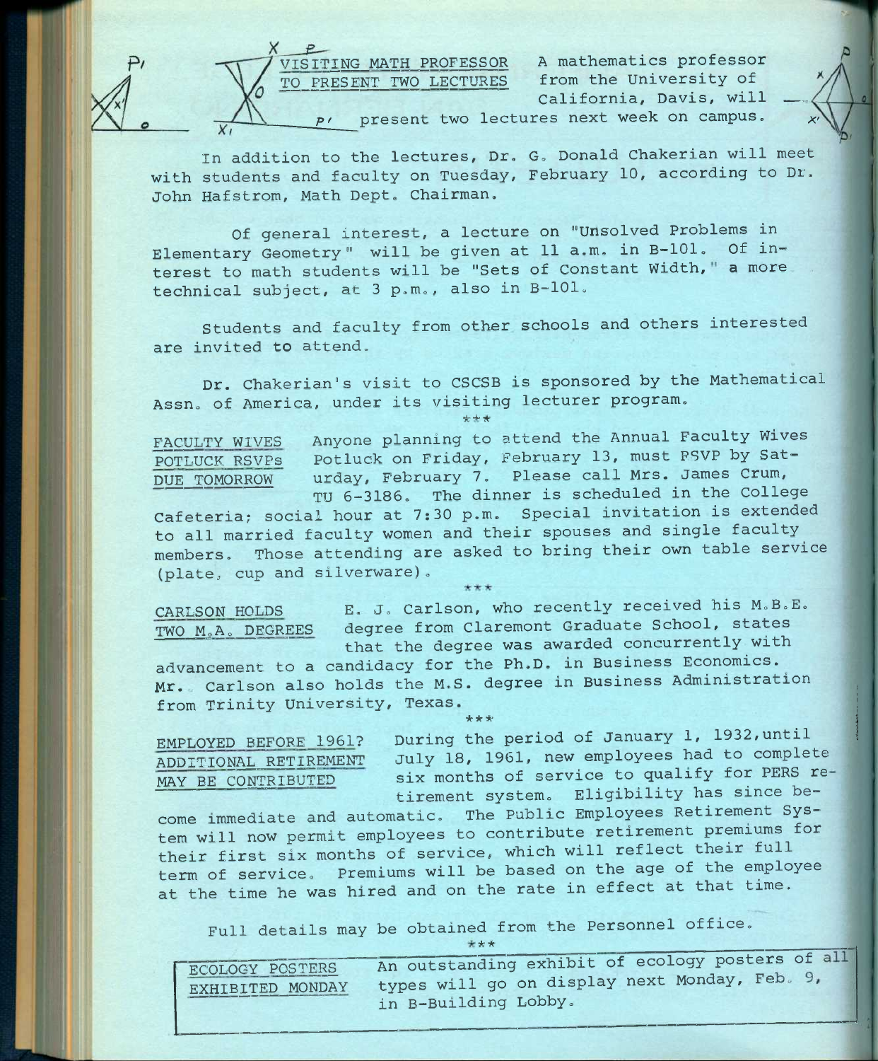## VISITING MATH PROFESSOR TO PRESENT TWO LECTURES

A mathematics professor from the University of California, Davis, will present two lectures next week on campus.

In addition to the lectures, Dr. G. Donald Chakerian will meet with students and faculty on Tuesday, February 10, according to Dr. John Hafstrom, Math Dept. Chairman.

Of general interest, a lecture on "Unsolved Problems in Elementary Geometry" will be given at 11 a.m. in B-101. Of interest to math students will be "Sets of Constant Width," a more technical subject, at 3 p.m., also in B-101.

Students and faculty from other schools and others interested are invited to attend.

Dr. Chakerian's visit to CSCSB is sponsored by the Mathematical Assn. of America, under its visiting lecturer program.

***

## FACULTY WIVES POTLUCK RSVPs DUE TOMORROW

Anyone planning to attend the Annual Faculty Wives Potluck on Friday, February 13, must RSVP by Saturday, February 7. Please call Mrs. James Crum, TU 6-3186. The dinner is scheduled in the College Cafeteria; social hour at 7:30 p.m. Special invitation is extended to all married faculty women and their spouses and single faculty members. Those attending are asked to bring their own table service (plate, cup and silverware).

***

## CARLSON HOLDS TWO M.A. DEGREES

E. J. Carlson, who recently received his M.B.E. degree from Claremont Graduate School, states that the degree was awarded concurrently with advancement to a candidacy for the Ph.D. in Business Economics. Mr. Carlson also holds the M.S. degree in Business Administration from Trinity University, Texas.

***

## EMPLOYED BEFORE 1961? ADDITIONAL RETIREMENT MAY BE CONTRIBUTED

During the period of January 1, 1932, until July 18, 1961, new employees had to complete six months of service to qualify for PERS retirement system. Eligibility has since become immediate and automatic. The Public Employees Retirement System will now permit employees to contribute retirement premiums for their first six months of service, which will reflect their full term of service. Premiums will be based on the age of the employee at the time he was hired and on the rate in effect at that time.

Full details may be obtained from the Personnel office.

***

## ECOLOGY POSTERS EXHIBITED MONDAY

An outstanding exhibit of ecology posters of all types will go on display next Monday, Feb. 9, in B-Building Lobby.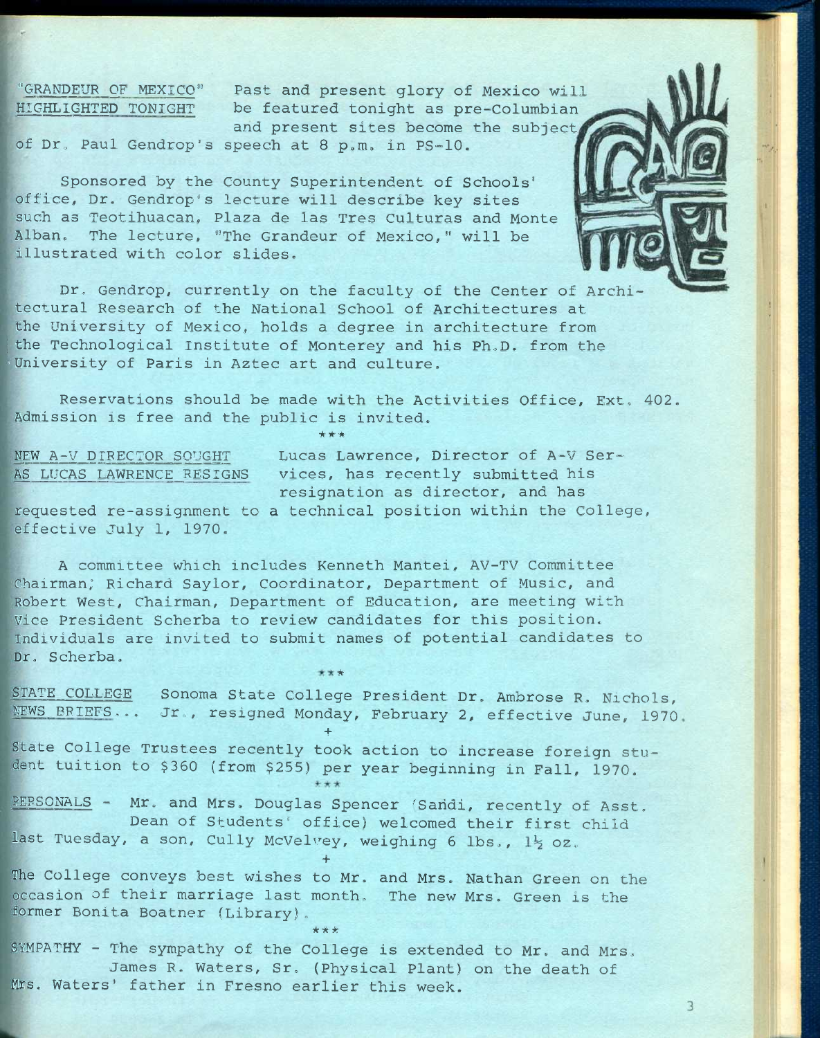**"GRANDEUR OF MEXICO" HIGHLIGHTED TONIGHT** Past and present glory of Mexico will be featured tonight as pre-Columbian and present sites become the subject of Dr. Paul Gendrop's speech at 8 p.m. in PS-10.

Sponsored by the County Superintendent of Schools' office, Dr. Gendrop's lecture will describe key sites such as Teotihuacan, Plaza de las Tres Culturas and Monte Alban. The lecture, "The Grandeur of Mexico," will be illustrated with color slides.

Dr. Gendrop, currently on the faculty of the Center of Architectural Research of the National School of Architectures at the University of Mexico, holds a degree in architecture from the Technological Institute of Monterey and his Ph.D. from the University of Paris in Aztec art and culture.

Reservations should be made with the Activities Office, Ext. 402. Admission is free and the public is invited.

\*\*\*

**NEW A-V DIRECTOR SOUGHT AS LUCAS LAWRENCE RESIGNS** Lucas Lawrence, Director of A-V Services, has recently submitted his resignation as director, and has requested re-assignment to a technical position within the College, effective July 1, 1970.

A committee which includes Kenneth Mantei, AV-TV Committee Chairman; Richard Saylor, Coordinator, Department of Music, and Robert West, Chairman, Department of Education, are meeting with Vice President Scherba to review candidates for this position. Individuals are invited to submit names of potential candidates to Dr. Scherba.

\*\*\*

**STATE COLLEGE NEWS BRIEFS...** Sonoma State College President Dr. Ambrose R. Nichols, Jr., resigned Monday, February 2, effective June, 1970.

+

State College Trustees recently took action to increase foreign student tuition to $360 (from $255) per year beginning in Fall, 1970.

\*\*\*

**PERSONALS** - Mr. and Mrs. Douglas Spencer (Sandi, recently of Asst. Dean of Students' office) welcomed their first child last Tuesday, a son, Cully McVelvey, weighing 6 lbs., 1½ oz.

+

The College conveys best wishes to Mr. and Mrs. Nathan Green on the occasion of their marriage last month. The new Mrs. Green is the former Bonita Boatner (Library).

\*\*\*

**SYMPATHY** - The sympathy of the College is extended to Mr. and Mrs. James R. Waters, Sr. (Physical Plant) on the death of Mrs. Waters' father in Fresno earlier this week.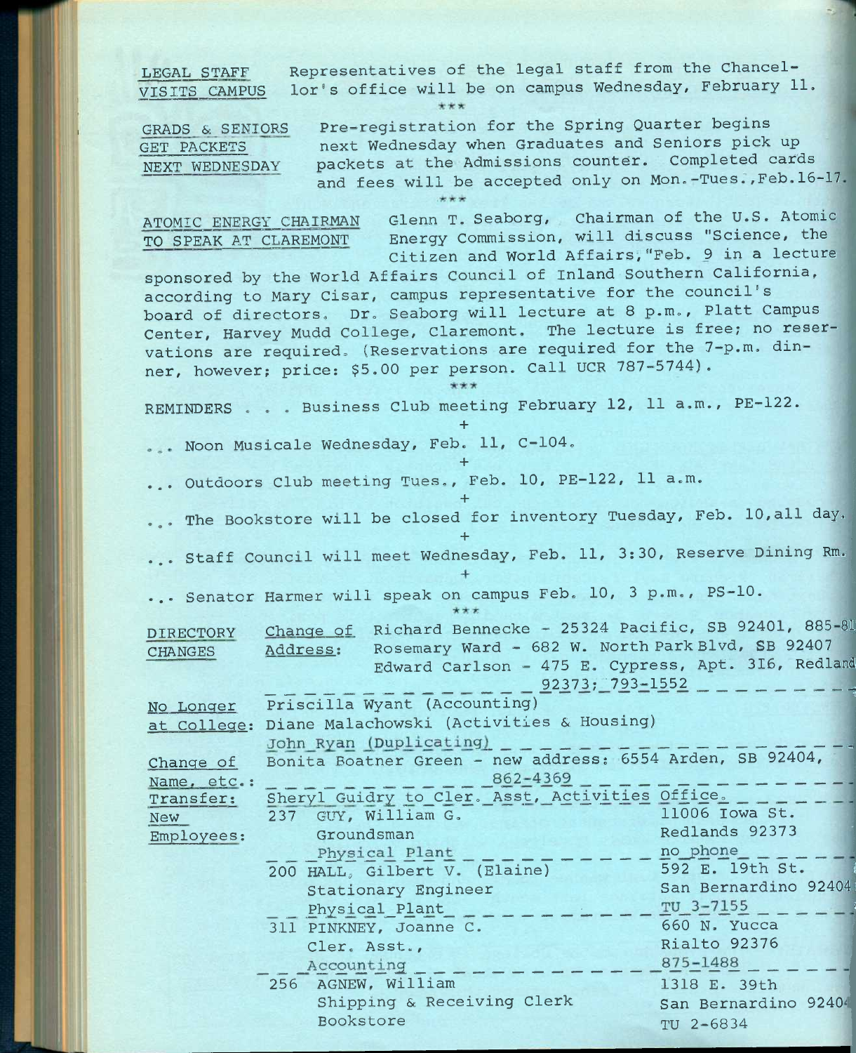**LEGAL STAFF VISITS CAMPUS** Representatives of the legal staff from the Chancellor's office will be on campus Wednesday, February 11.

\*\*\*

**GRADS & SENIORS GET PACKETS NEXT WEDNESDAY** Pre-registration for the Spring Quarter begins next Wednesday when Graduates and Seniors pick up packets at the Admissions counter. Completed cards and fees will be accepted only on Mon.-Tues.,Feb.16-17.

\*\*\*

**ATOMIC ENERGY CHAIRMAN TO SPEAK AT CLAREMONT** Glenn T. Seaborg, Chairman of the U.S. Atomic Energy Commission, will discuss "Science, the Citizen and World Affairs,"Feb. 9 in a lecture sponsored by the World Affairs Council of Inland Southern California, according to Mary Cisar, campus representative for the council's board of directors. Dr. Seaborg will lecture at 8 p.m., Platt Campus Center, Harvey Mudd College, Claremont. The lecture is free; no reservations are required. (Reservations are required for the 7-p.m. dinner, however; price: $5.00 per person. Call UCR 787-5744).

\*\*\*

REMINDERS . . . Business Club meeting February 12, 11 a.m., PE-122.

\+

... Noon Musicale Wednesday, Feb. 11, C-104.

\+

... Outdoors Club meeting Tues., Feb. 10, PE-122, 11 a.m.

\+

... The Bookstore will be closed for inventory Tuesday, Feb. 10,all day.

\+

... Staff Council will meet Wednesday, Feb. 11, 3:30, Reserve Dining Rm.

\+

... Senator Harmer will speak on campus Feb. 10, 3 p.m., PS-10.

\*\*\*

**DIRECTORY CHANGES**

Change of Address:
- Richard Bennecke - 25324 Pacific, SB 92401, 885-81
- Rosemary Ward - 682 W. North Park Blvd, SB 92407
- Edward Carlson - 475 E. Cypress, Apt. 316, Redland 92373; 793-1552

No Longer at College:
- Priscilla Wyant (Accounting)
- Diane Malachowski (Activities & Housing)
- John Ryan (Duplicating)

Change of Name, etc.:
- Bonita Boatner Green - new address: 6554 Arden, SB 92404, 862-4369

Transfer:
- Sheryl Guidry to Cler. Asst, Activities Office.

New Employees:

| | | |
|---|---|---|
| 237 | GUY, William G.<br>Groundsman<br>Physical Plant | 11006 Iowa St.<br>Redlands 92373<br>no phone |
| 200 | HALL, Gilbert V. (Elaine)<br>Stationary Engineer<br>Physical Plant | 592 E. 19th St.<br>San Bernardino 92404<br>TU 3-7155 |
| 311 | PINKNEY, Joanne C.<br>Cler. Asst.,<br>Accounting | 660 N. Yucca<br>Rialto 92376<br>875-1488 |
| 256 | AGNEW, William<br>Shipping & Receiving Clerk<br>Bookstore | 1318 E. 39th<br>San Bernardino 9240<br>TU 2-6834 |